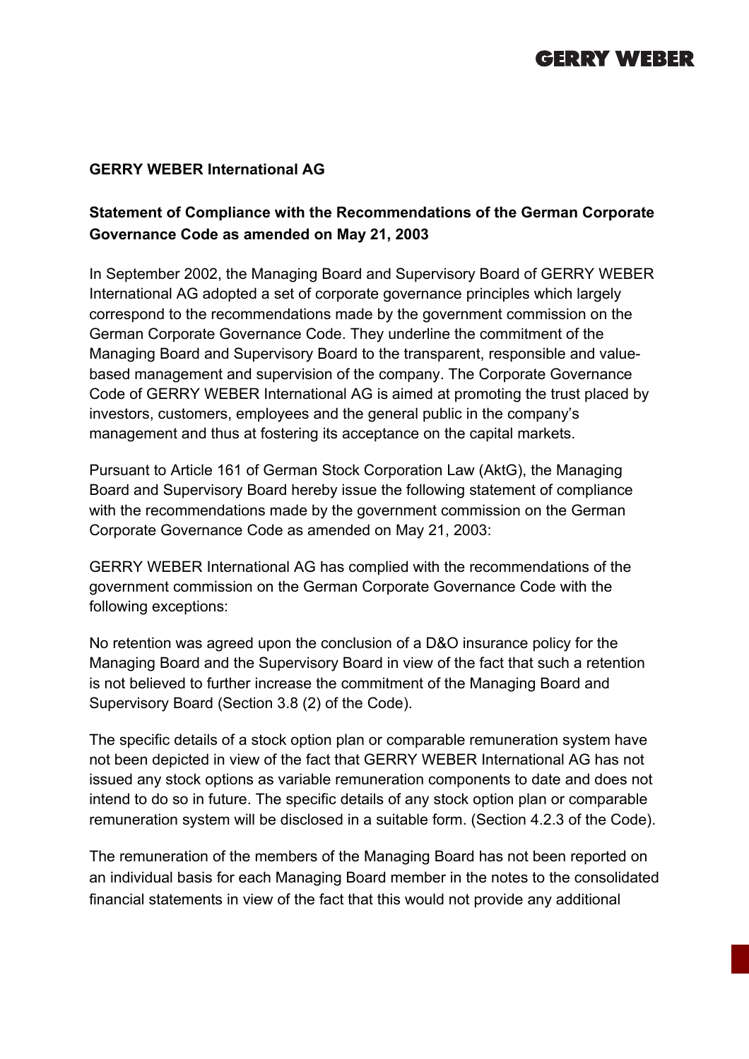**GERRY WEBER International AG**

**Statement of Compliance with the Recommendations of the German Corporate Governance Code as amended on May 21, 2003**

In September 2002, the Managing Board and Supervisory Board of GERRY WEBER International AG adopted a set of corporate governance principles which largely correspond to the recommendations made by the government commission on the German Corporate Governance Code. They underline the commitment of the Managing Board and Supervisory Board to the transparent, responsible and value-based management and supervision of the company. The Corporate Governance Code of GERRY WEBER International AG is aimed at promoting the trust placed by investors, customers, employees and the general public in the company's management and thus at fostering its acceptance on the capital markets.

Pursuant to Article 161 of German Stock Corporation Law (AktG), the Managing Board and Supervisory Board hereby issue the following statement of compliance with the recommendations made by the government commission on the German Corporate Governance Code as amended on May 21, 2003:

GERRY WEBER International AG has complied with the recommendations of the government commission on the German Corporate Governance Code with the following exceptions:

No retention was agreed upon the conclusion of a D&O insurance policy for the Managing Board and the Supervisory Board in view of the fact that such a retention is not believed to further increase the commitment of the Managing Board and Supervisory Board (Section 3.8 (2) of the Code).

The specific details of a stock option plan or comparable remuneration system have not been depicted in view of the fact that GERRY WEBER International AG has not issued any stock options as variable remuneration components to date and does not intend to do so in future. The specific details of any stock option plan or comparable remuneration system will be disclosed in a suitable form. (Section 4.2.3 of the Code).

The remuneration of the members of the Managing Board has not been reported on an individual basis for each Managing Board member in the notes to the consolidated financial statements in view of the fact that this would not provide any additional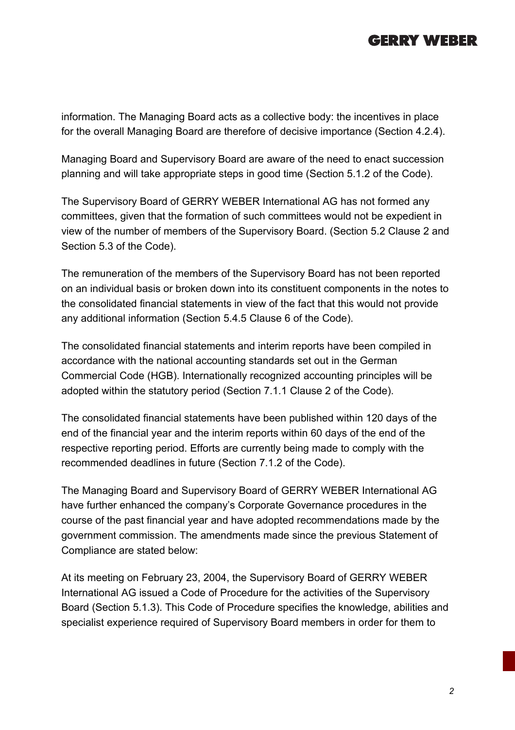information. The Managing Board acts as a collective body: the incentives in place for the overall Managing Board are therefore of decisive importance (Section 4.2.4).

Managing Board and Supervisory Board are aware of the need to enact succession planning and will take appropriate steps in good time (Section 5.1.2 of the Code).

The Supervisory Board of GERRY WEBER International AG has not formed any committees, given that the formation of such committees would not be expedient in view of the number of members of the Supervisory Board. (Section 5.2 Clause 2 and Section 5.3 of the Code).

The remuneration of the members of the Supervisory Board has not been reported on an individual basis or broken down into its constituent components in the notes to the consolidated financial statements in view of the fact that this would not provide any additional information (Section 5.4.5 Clause 6 of the Code).

The consolidated financial statements and interim reports have been compiled in accordance with the national accounting standards set out in the German Commercial Code (HGB). Internationally recognized accounting principles will be adopted within the statutory period (Section 7.1.1 Clause 2 of the Code).

The consolidated financial statements have been published within 120 days of the end of the financial year and the interim reports within 60 days of the end of the respective reporting period. Efforts are currently being made to comply with the recommended deadlines in future (Section 7.1.2 of the Code).

The Managing Board and Supervisory Board of GERRY WEBER International AG have further enhanced the company's Corporate Governance procedures in the course of the past financial year and have adopted recommendations made by the government commission. The amendments made since the previous Statement of Compliance are stated below:

At its meeting on February 23, 2004, the Supervisory Board of GERRY WEBER International AG issued a Code of Procedure for the activities of the Supervisory Board (Section 5.1.3). This Code of Procedure specifies the knowledge, abilities and specialist experience required of Supervisory Board members in order for them to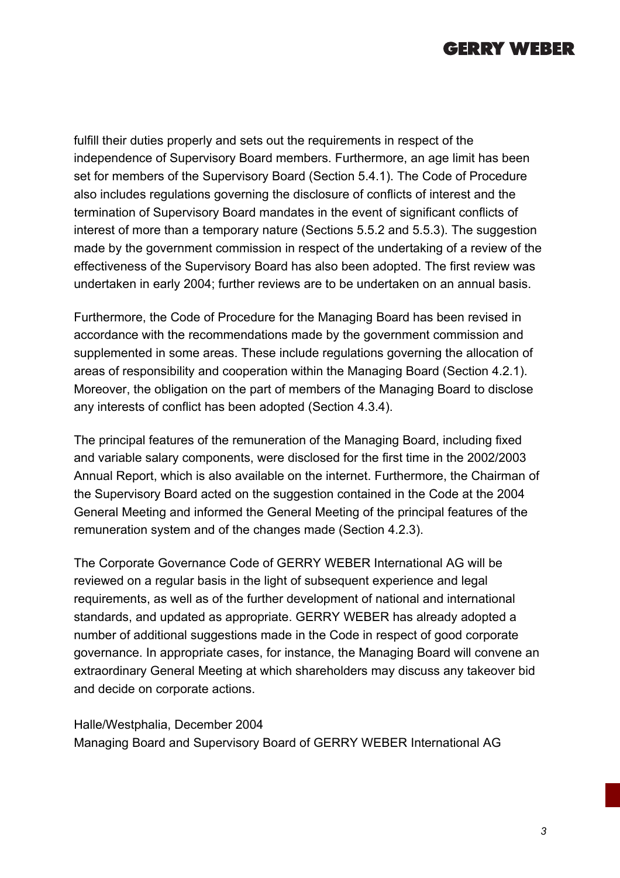fulfill their duties properly and sets out the requirements in respect of the independence of Supervisory Board members. Furthermore, an age limit has been set for members of the Supervisory Board (Section 5.4.1). The Code of Procedure also includes regulations governing the disclosure of conflicts of interest and the termination of Supervisory Board mandates in the event of significant conflicts of interest of more than a temporary nature (Sections 5.5.2 and 5.5.3). The suggestion made by the government commission in respect of the undertaking of a review of the effectiveness of the Supervisory Board has also been adopted. The first review was undertaken in early 2004; further reviews are to be undertaken on an annual basis.

Furthermore, the Code of Procedure for the Managing Board has been revised in accordance with the recommendations made by the government commission and supplemented in some areas. These include regulations governing the allocation of areas of responsibility and cooperation within the Managing Board (Section 4.2.1). Moreover, the obligation on the part of members of the Managing Board to disclose any interests of conflict has been adopted (Section 4.3.4).

The principal features of the remuneration of the Managing Board, including fixed and variable salary components, were disclosed for the first time in the 2002/2003 Annual Report, which is also available on the internet. Furthermore, the Chairman of the Supervisory Board acted on the suggestion contained in the Code at the 2004 General Meeting and informed the General Meeting of the principal features of the remuneration system and of the changes made (Section 4.2.3).

The Corporate Governance Code of GERRY WEBER International AG will be reviewed on a regular basis in the light of subsequent experience and legal requirements, as well as of the further development of national and international standards, and updated as appropriate. GERRY WEBER has already adopted a number of additional suggestions made in the Code in respect of good corporate governance. In appropriate cases, for instance, the Managing Board will convene an extraordinary General Meeting at which shareholders may discuss any takeover bid and decide on corporate actions.

Halle/Westphalia, December 2004
Managing Board and Supervisory Board of GERRY WEBER International AG